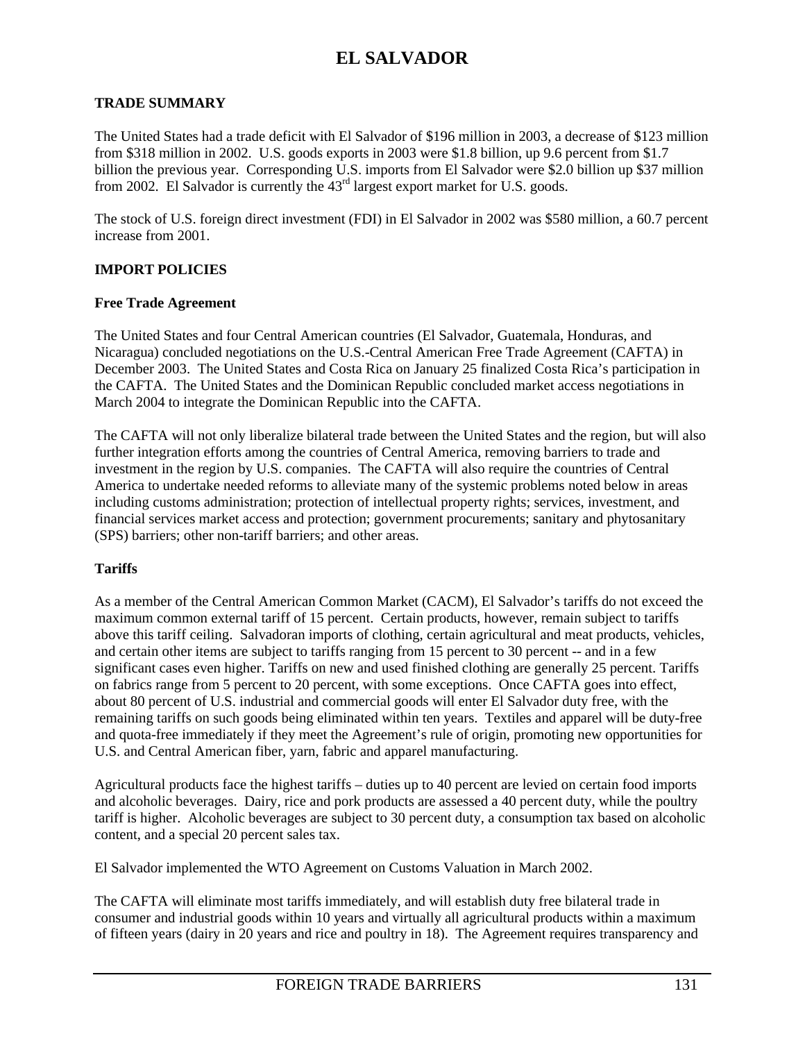# EL SALVADOR

## TRADE SUMMARY

The United States had a trade deficit with El Salvador of $196 million in 2003, a decrease of $123 million from $318 million in 2002. U.S. goods exports in 2003 were $1.8 billion, up 9.6 percent from $1.7 billion the previous year. Corresponding U.S. imports from El Salvador were $2.0 billion up $37 million from 2002. El Salvador is currently the 43rd largest export market for U.S. goods.

The stock of U.S. foreign direct investment (FDI) in El Salvador in 2002 was $580 million, a 60.7 percent increase from 2001.

## IMPORT POLICIES

### Free Trade Agreement

The United States and four Central American countries (El Salvador, Guatemala, Honduras, and Nicaragua) concluded negotiations on the U.S.-Central American Free Trade Agreement (CAFTA) in December 2003. The United States and Costa Rica on January 25 finalized Costa Rica's participation in the CAFTA. The United States and the Dominican Republic concluded market access negotiations in March 2004 to integrate the Dominican Republic into the CAFTA.

The CAFTA will not only liberalize bilateral trade between the United States and the region, but will also further integration efforts among the countries of Central America, removing barriers to trade and investment in the region by U.S. companies. The CAFTA will also require the countries of Central America to undertake needed reforms to alleviate many of the systemic problems noted below in areas including customs administration; protection of intellectual property rights; services, investment, and financial services market access and protection; government procurements; sanitary and phytosanitary (SPS) barriers; other non-tariff barriers; and other areas.

### Tariffs

As a member of the Central American Common Market (CACM), El Salvador's tariffs do not exceed the maximum common external tariff of 15 percent. Certain products, however, remain subject to tariffs above this tariff ceiling. Salvadoran imports of clothing, certain agricultural and meat products, vehicles, and certain other items are subject to tariffs ranging from 15 percent to 30 percent -- and in a few significant cases even higher. Tariffs on new and used finished clothing are generally 25 percent. Tariffs on fabrics range from 5 percent to 20 percent, with some exceptions. Once CAFTA goes into effect, about 80 percent of U.S. industrial and commercial goods will enter El Salvador duty free, with the remaining tariffs on such goods being eliminated within ten years. Textiles and apparel will be duty-free and quota-free immediately if they meet the Agreement's rule of origin, promoting new opportunities for U.S. and Central American fiber, yarn, fabric and apparel manufacturing.

Agricultural products face the highest tariffs – duties up to 40 percent are levied on certain food imports and alcoholic beverages. Dairy, rice and pork products are assessed a 40 percent duty, while the poultry tariff is higher. Alcoholic beverages are subject to 30 percent duty, a consumption tax based on alcoholic content, and a special 20 percent sales tax.

El Salvador implemented the WTO Agreement on Customs Valuation in March 2002.

The CAFTA will eliminate most tariffs immediately, and will establish duty free bilateral trade in consumer and industrial goods within 10 years and virtually all agricultural products within a maximum of fifteen years (dairy in 20 years and rice and poultry in 18). The Agreement requires transparency and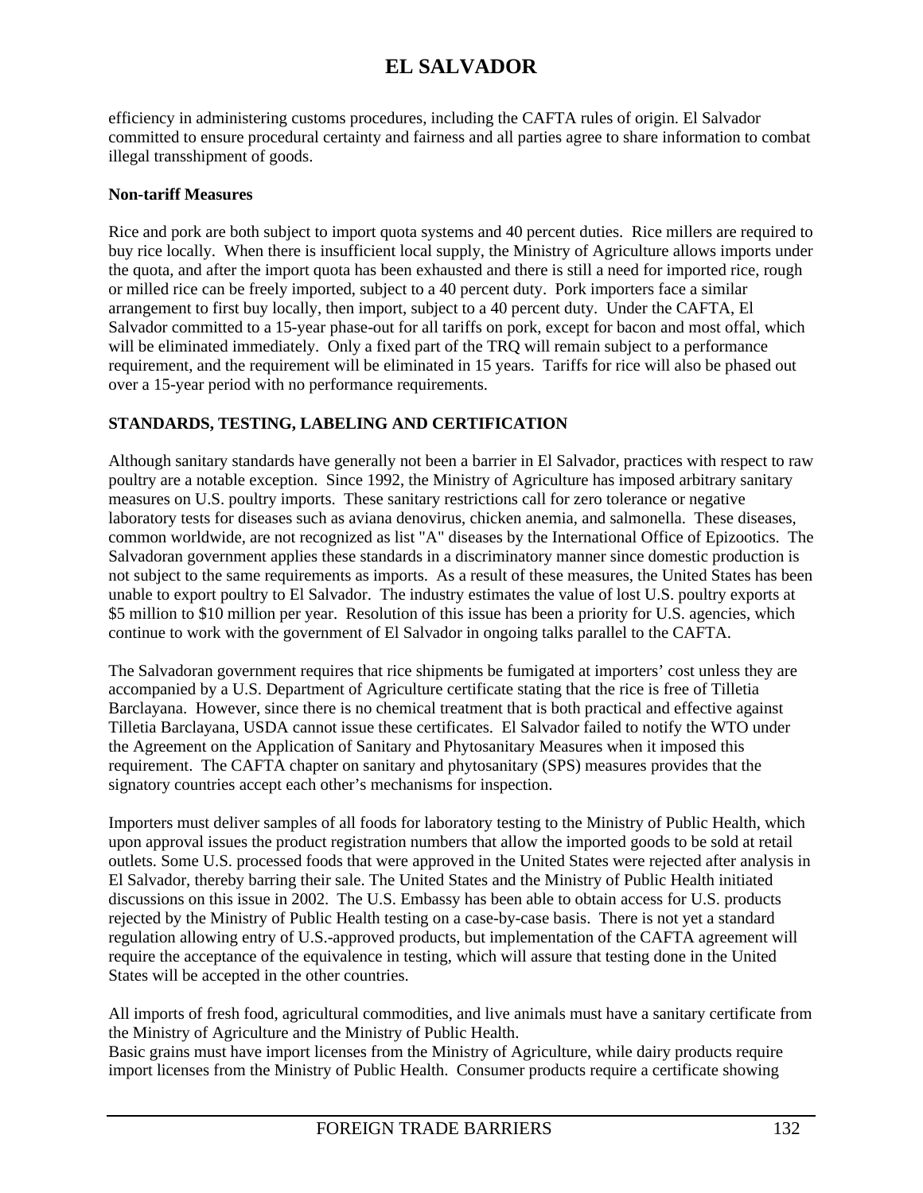efficiency in administering customs procedures, including the CAFTA rules of origin. El Salvador committed to ensure procedural certainty and fairness and all parties agree to share information to combat illegal transshipment of goods.

**Non-tariff Measures**

Rice and pork are both subject to import quota systems and 40 percent duties. Rice millers are required to buy rice locally. When there is insufficient local supply, the Ministry of Agriculture allows imports under the quota, and after the import quota has been exhausted and there is still a need for imported rice, rough or milled rice can be freely imported, subject to a 40 percent duty. Pork importers face a similar arrangement to first buy locally, then import, subject to a 40 percent duty. Under the CAFTA, El Salvador committed to a 15-year phase-out for all tariffs on pork, except for bacon and most offal, which will be eliminated immediately. Only a fixed part of the TRQ will remain subject to a performance requirement, and the requirement will be eliminated in 15 years. Tariffs for rice will also be phased out over a 15-year period with no performance requirements.

## STANDARDS, TESTING, LABELING AND CERTIFICATION

Although sanitary standards have generally not been a barrier in El Salvador, practices with respect to raw poultry are a notable exception. Since 1992, the Ministry of Agriculture has imposed arbitrary sanitary measures on U.S. poultry imports. These sanitary restrictions call for zero tolerance or negative laboratory tests for diseases such as aviana denovirus, chicken anemia, and salmonella. These diseases, common worldwide, are not recognized as list "A" diseases by the International Office of Epizootics. The Salvadoran government applies these standards in a discriminatory manner since domestic production is not subject to the same requirements as imports. As a result of these measures, the United States has been unable to export poultry to El Salvador. The industry estimates the value of lost U.S. poultry exports at $5 million to $10 million per year. Resolution of this issue has been a priority for U.S. agencies, which continue to work with the government of El Salvador in ongoing talks parallel to the CAFTA.

The Salvadoran government requires that rice shipments be fumigated at importers' cost unless they are accompanied by a U.S. Department of Agriculture certificate stating that the rice is free of Tilletia Barclayana. However, since there is no chemical treatment that is both practical and effective against Tilletia Barclayana, USDA cannot issue these certificates. El Salvador failed to notify the WTO under the Agreement on the Application of Sanitary and Phytosanitary Measures when it imposed this requirement. The CAFTA chapter on sanitary and phytosanitary (SPS) measures provides that the signatory countries accept each other's mechanisms for inspection.

Importers must deliver samples of all foods for laboratory testing to the Ministry of Public Health, which upon approval issues the product registration numbers that allow the imported goods to be sold at retail outlets. Some U.S. processed foods that were approved in the United States were rejected after analysis in El Salvador, thereby barring their sale. The United States and the Ministry of Public Health initiated discussions on this issue in 2002. The U.S. Embassy has been able to obtain access for U.S. products rejected by the Ministry of Public Health testing on a case-by-case basis. There is not yet a standard regulation allowing entry of U.S.-approved products, but implementation of the CAFTA agreement will require the acceptance of the equivalence in testing, which will assure that testing done in the United States will be accepted in the other countries.

All imports of fresh food, agricultural commodities, and live animals must have a sanitary certificate from the Ministry of Agriculture and the Ministry of Public Health.
Basic grains must have import licenses from the Ministry of Agriculture, while dairy products require import licenses from the Ministry of Public Health. Consumer products require a certificate showing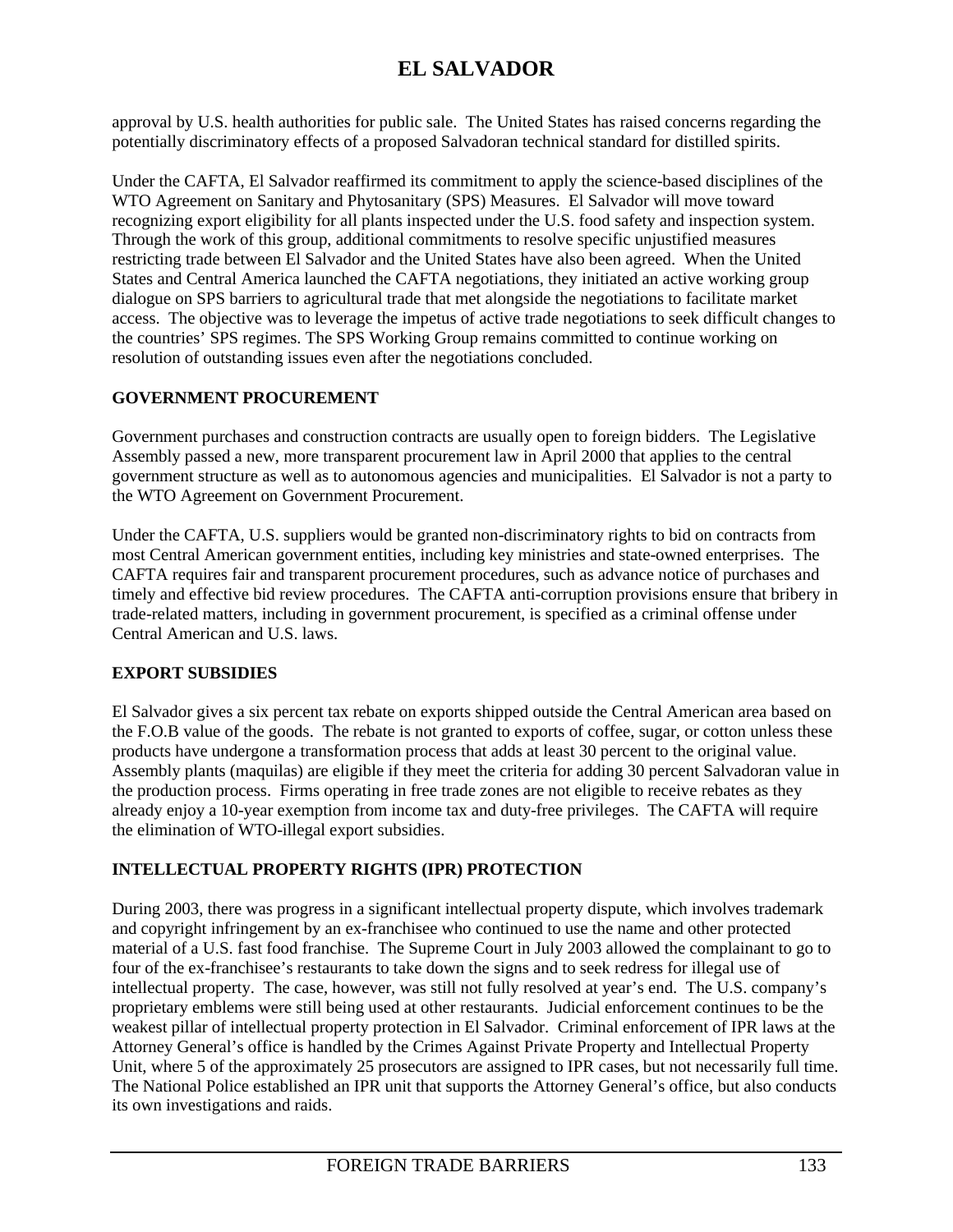approval by U.S. health authorities for public sale. The United States has raised concerns regarding the potentially discriminatory effects of a proposed Salvadoran technical standard for distilled spirits.

Under the CAFTA, El Salvador reaffirmed its commitment to apply the science-based disciplines of the WTO Agreement on Sanitary and Phytosanitary (SPS) Measures. El Salvador will move toward recognizing export eligibility for all plants inspected under the U.S. food safety and inspection system. Through the work of this group, additional commitments to resolve specific unjustified measures restricting trade between El Salvador and the United States have also been agreed. When the United States and Central America launched the CAFTA negotiations, they initiated an active working group dialogue on SPS barriers to agricultural trade that met alongside the negotiations to facilitate market access. The objective was to leverage the impetus of active trade negotiations to seek difficult changes to the countries' SPS regimes. The SPS Working Group remains committed to continue working on resolution of outstanding issues even after the negotiations concluded.

## GOVERNMENT PROCUREMENT

Government purchases and construction contracts are usually open to foreign bidders. The Legislative Assembly passed a new, more transparent procurement law in April 2000 that applies to the central government structure as well as to autonomous agencies and municipalities. El Salvador is not a party to the WTO Agreement on Government Procurement.

Under the CAFTA, U.S. suppliers would be granted non-discriminatory rights to bid on contracts from most Central American government entities, including key ministries and state-owned enterprises. The CAFTA requires fair and transparent procurement procedures, such as advance notice of purchases and timely and effective bid review procedures. The CAFTA anti-corruption provisions ensure that bribery in trade-related matters, including in government procurement, is specified as a criminal offense under Central American and U.S. laws.

## EXPORT SUBSIDIES

El Salvador gives a six percent tax rebate on exports shipped outside the Central American area based on the F.O.B value of the goods. The rebate is not granted to exports of coffee, sugar, or cotton unless these products have undergone a transformation process that adds at least 30 percent to the original value. Assembly plants (maquilas) are eligible if they meet the criteria for adding 30 percent Salvadoran value in the production process. Firms operating in free trade zones are not eligible to receive rebates as they already enjoy a 10-year exemption from income tax and duty-free privileges. The CAFTA will require the elimination of WTO-illegal export subsidies.

## INTELLECTUAL PROPERTY RIGHTS (IPR) PROTECTION

During 2003, there was progress in a significant intellectual property dispute, which involves trademark and copyright infringement by an ex-franchisee who continued to use the name and other protected material of a U.S. fast food franchise. The Supreme Court in July 2003 allowed the complainant to go to four of the ex-franchisee's restaurants to take down the signs and to seek redress for illegal use of intellectual property. The case, however, was still not fully resolved at year's end. The U.S. company's proprietary emblems were still being used at other restaurants. Judicial enforcement continues to be the weakest pillar of intellectual property protection in El Salvador. Criminal enforcement of IPR laws at the Attorney General's office is handled by the Crimes Against Private Property and Intellectual Property Unit, where 5 of the approximately 25 prosecutors are assigned to IPR cases, but not necessarily full time. The National Police established an IPR unit that supports the Attorney General's office, but also conducts its own investigations and raids.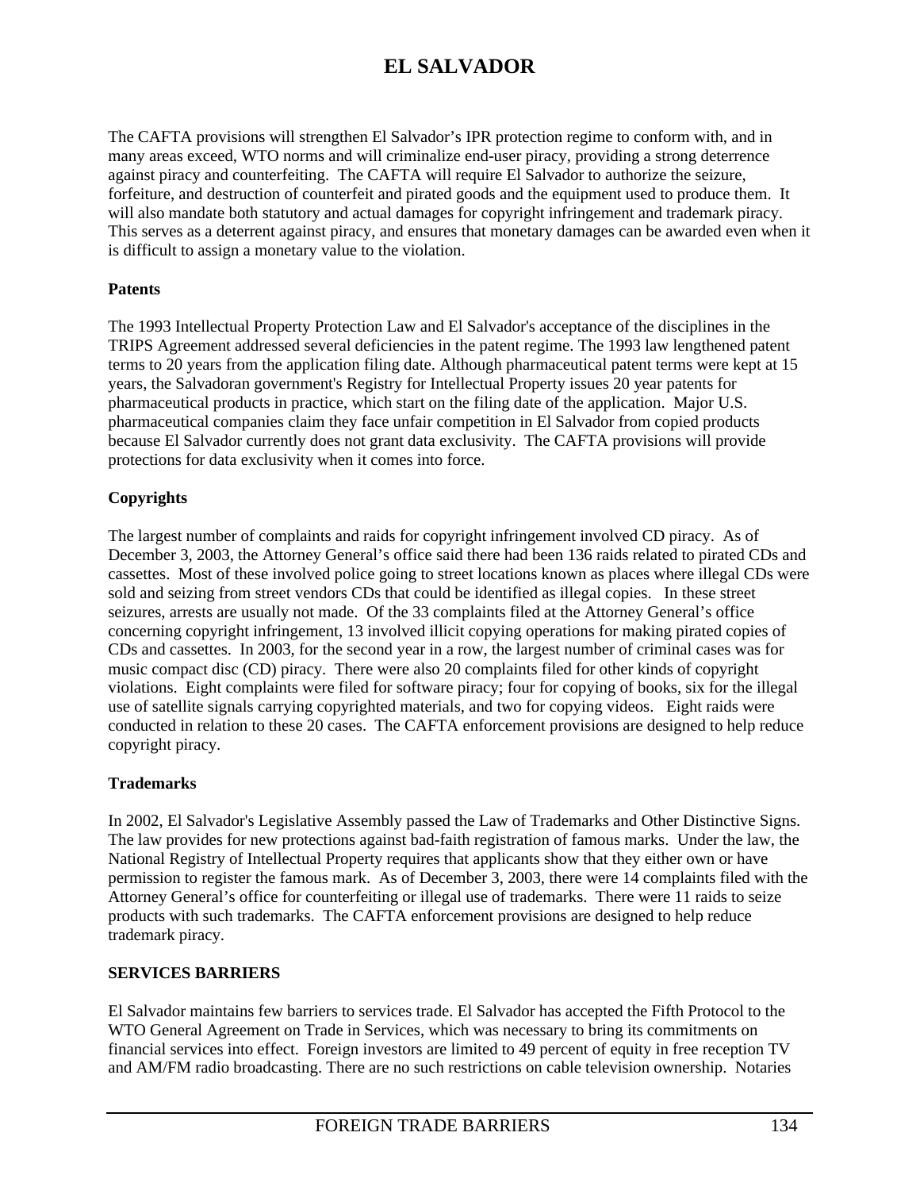# EL SALVADOR

The CAFTA provisions will strengthen El Salvador's IPR protection regime to conform with, and in many areas exceed, WTO norms and will criminalize end-user piracy, providing a strong deterrence against piracy and counterfeiting. The CAFTA will require El Salvador to authorize the seizure, forfeiture, and destruction of counterfeit and pirated goods and the equipment used to produce them. It will also mandate both statutory and actual damages for copyright infringement and trademark piracy. This serves as a deterrent against piracy, and ensures that monetary damages can be awarded even when it is difficult to assign a monetary value to the violation.

**Patents**

The 1993 Intellectual Property Protection Law and El Salvador's acceptance of the disciplines in the TRIPS Agreement addressed several deficiencies in the patent regime. The 1993 law lengthened patent terms to 20 years from the application filing date. Although pharmaceutical patent terms were kept at 15 years, the Salvadoran government's Registry for Intellectual Property issues 20 year patents for pharmaceutical products in practice, which start on the filing date of the application. Major U.S. pharmaceutical companies claim they face unfair competition in El Salvador from copied products because El Salvador currently does not grant data exclusivity. The CAFTA provisions will provide protections for data exclusivity when it comes into force.

**Copyrights**

The largest number of complaints and raids for copyright infringement involved CD piracy. As of December 3, 2003, the Attorney General's office said there had been 136 raids related to pirated CDs and cassettes. Most of these involved police going to street locations known as places where illegal CDs were sold and seizing from street vendors CDs that could be identified as illegal copies. In these street seizures, arrests are usually not made. Of the 33 complaints filed at the Attorney General's office concerning copyright infringement, 13 involved illicit copying operations for making pirated copies of CDs and cassettes. In 2003, for the second year in a row, the largest number of criminal cases was for music compact disc (CD) piracy. There were also 20 complaints filed for other kinds of copyright violations. Eight complaints were filed for software piracy; four for copying of books, six for the illegal use of satellite signals carrying copyrighted materials, and two for copying videos. Eight raids were conducted in relation to these 20 cases. The CAFTA enforcement provisions are designed to help reduce copyright piracy.

**Trademarks**

In 2002, El Salvador's Legislative Assembly passed the Law of Trademarks and Other Distinctive Signs. The law provides for new protections against bad-faith registration of famous marks. Under the law, the National Registry of Intellectual Property requires that applicants show that they either own or have permission to register the famous mark. As of December 3, 2003, there were 14 complaints filed with the Attorney General's office for counterfeiting or illegal use of trademarks. There were 11 raids to seize products with such trademarks. The CAFTA enforcement provisions are designed to help reduce trademark piracy.

**SERVICES BARRIERS**

El Salvador maintains few barriers to services trade. El Salvador has accepted the Fifth Protocol to the WTO General Agreement on Trade in Services, which was necessary to bring its commitments on financial services into effect. Foreign investors are limited to 49 percent of equity in free reception TV and AM/FM radio broadcasting. There are no such restrictions on cable television ownership. Notaries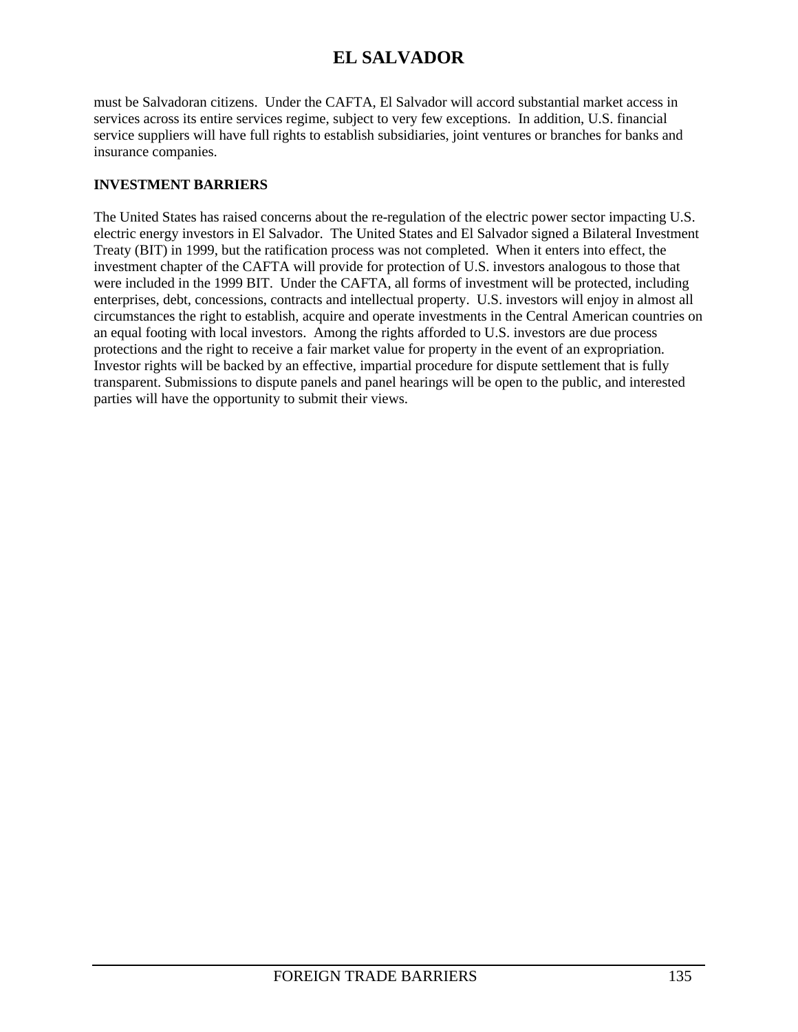must be Salvadoran citizens. Under the CAFTA, El Salvador will accord substantial market access in services across its entire services regime, subject to very few exceptions. In addition, U.S. financial service suppliers will have full rights to establish subsidiaries, joint ventures or branches for banks and insurance companies.

**INVESTMENT BARRIERS**

The United States has raised concerns about the re-regulation of the electric power sector impacting U.S. electric energy investors in El Salvador. The United States and El Salvador signed a Bilateral Investment Treaty (BIT) in 1999, but the ratification process was not completed. When it enters into effect, the investment chapter of the CAFTA will provide for protection of U.S. investors analogous to those that were included in the 1999 BIT. Under the CAFTA, all forms of investment will be protected, including enterprises, debt, concessions, contracts and intellectual property. U.S. investors will enjoy in almost all circumstances the right to establish, acquire and operate investments in the Central American countries on an equal footing with local investors. Among the rights afforded to U.S. investors are due process protections and the right to receive a fair market value for property in the event of an expropriation. Investor rights will be backed by an effective, impartial procedure for dispute settlement that is fully transparent. Submissions to dispute panels and panel hearings will be open to the public, and interested parties will have the opportunity to submit their views.